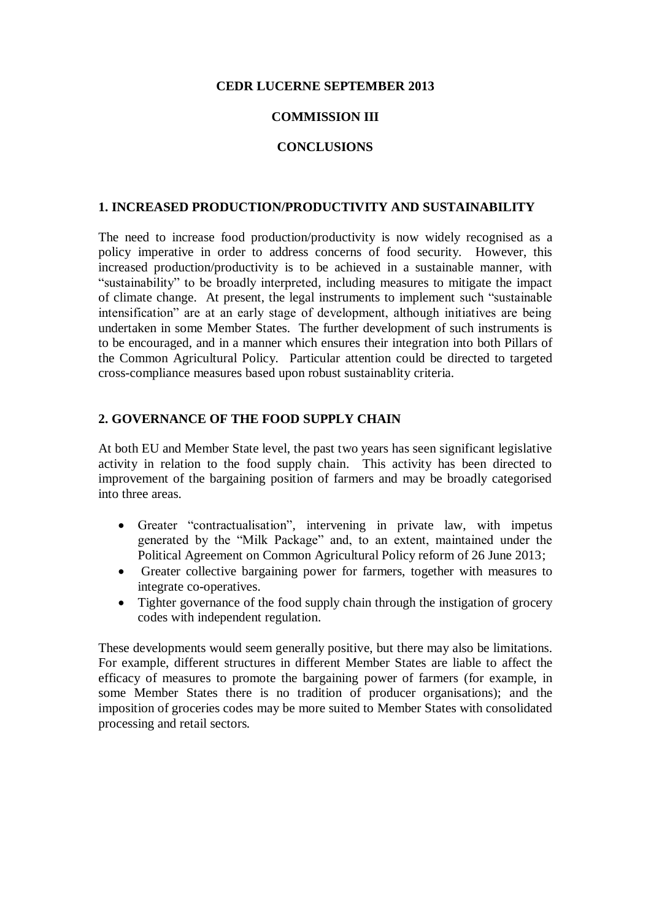**CEDR LUCERNE SEPTEMBER 2013**

**COMMISSION III**

**CONCLUSIONS**

## 1. INCREASED PRODUCTION/PRODUCTIVITY AND SUSTAINABILITY

The need to increase food production/productivity is now widely recognised as a policy imperative in order to address concerns of food security. However, this increased production/productivity is to be achieved in a sustainable manner, with "sustainability" to be broadly interpreted, including measures to mitigate the impact of climate change. At present, the legal instruments to implement such "sustainable intensification" are at an early stage of development, although initiatives are being undertaken in some Member States. The further development of such instruments is to be encouraged, and in a manner which ensures their integration into both Pillars of the Common Agricultural Policy. Particular attention could be directed to targeted cross-compliance measures based upon robust sustainablity criteria.

## 2. GOVERNANCE OF THE FOOD SUPPLY CHAIN

At both EU and Member State level, the past two years has seen significant legislative activity in relation to the food supply chain. This activity has been directed to improvement of the bargaining position of farmers and may be broadly categorised into three areas.

- Greater "contractualisation", intervening in private law, with impetus generated by the "Milk Package" and, to an extent, maintained under the Political Agreement on Common Agricultural Policy reform of 26 June 2013;
- Greater collective bargaining power for farmers, together with measures to integrate co-operatives.
- Tighter governance of the food supply chain through the instigation of grocery codes with independent regulation.

These developments would seem generally positive, but there may also be limitations. For example, different structures in different Member States are liable to affect the efficacy of measures to promote the bargaining power of farmers (for example, in some Member States there is no tradition of producer organisations); and the imposition of groceries codes may be more suited to Member States with consolidated processing and retail sectors.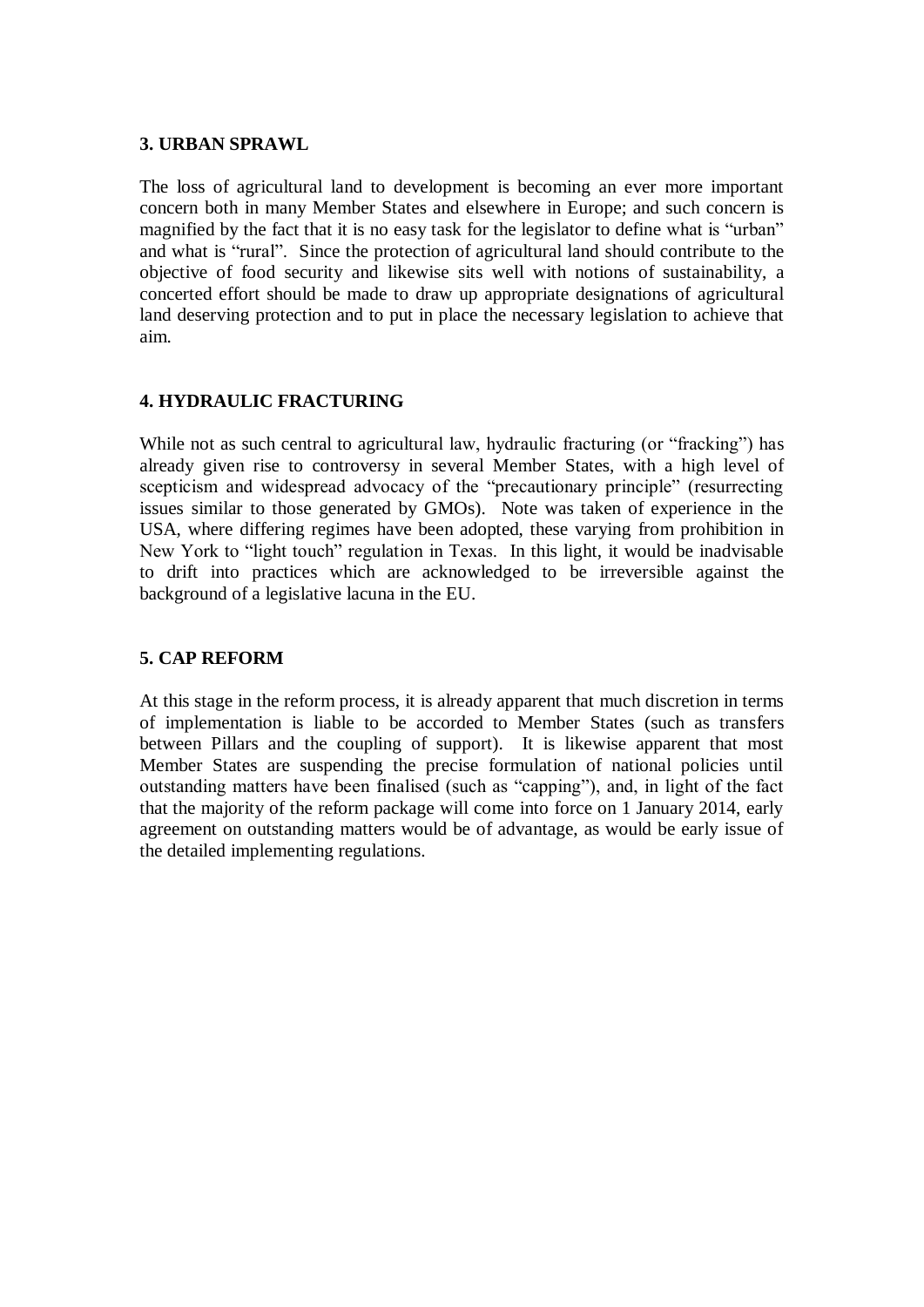## 3. URBAN SPRAWL

The loss of agricultural land to development is becoming an ever more important concern both in many Member States and elsewhere in Europe; and such concern is magnified by the fact that it is no easy task for the legislator to define what is "urban" and what is "rural". Since the protection of agricultural land should contribute to the objective of food security and likewise sits well with notions of sustainability, a concerted effort should be made to draw up appropriate designations of agricultural land deserving protection and to put in place the necessary legislation to achieve that aim.

## 4. HYDRAULIC FRACTURING

While not as such central to agricultural law, hydraulic fracturing (or "fracking") has already given rise to controversy in several Member States, with a high level of scepticism and widespread advocacy of the "precautionary principle" (resurrecting issues similar to those generated by GMOs). Note was taken of experience in the USA, where differing regimes have been adopted, these varying from prohibition in New York to "light touch" regulation in Texas. In this light, it would be inadvisable to drift into practices which are acknowledged to be irreversible against the background of a legislative lacuna in the EU.

## 5. CAP REFORM

At this stage in the reform process, it is already apparent that much discretion in terms of implementation is liable to be accorded to Member States (such as transfers between Pillars and the coupling of support). It is likewise apparent that most Member States are suspending the precise formulation of national policies until outstanding matters have been finalised (such as "capping"), and, in light of the fact that the majority of the reform package will come into force on 1 January 2014, early agreement on outstanding matters would be of advantage, as would be early issue of the detailed implementing regulations.